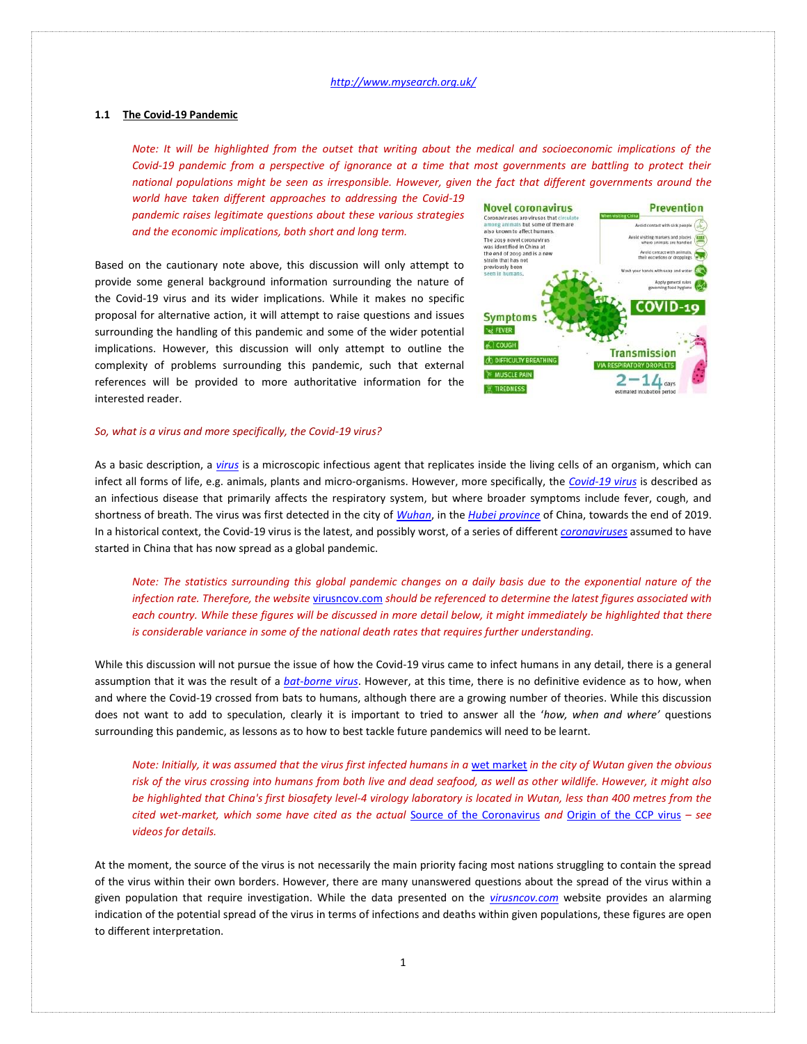http://www.mysearch.org.uk/

## 1.1 The Covid-19 Pandemic

*Note: It will be highlighted from the outset that writing about the medical and socioeconomic implications of the Covid-19 pandemic from a perspective of ignorance at a time that most governments are battling to protect their national populations might be seen as irresponsible. However, given the fact that different governments around the world have taken different approaches to addressing the Covid-19 pandemic raises legitimate questions about these various strategies and the economic implications, both short and long term.*

Based on the cautionary note above, this discussion will only attempt to provide some general background information surrounding the nature of the Covid-19 virus and its wider implications. While it makes no specific proposal for alternative action, it will attempt to raise questions and issues surrounding the handling of this pandemic and some of the wider potential implications. However, this discussion will only attempt to outline the complexity of problems surrounding this pandemic, such that external references will be provided to more authoritative information for the interested reader.

*So, what is a virus and more specifically, the Covid-19 virus?*

As a basic description, a *virus* is a microscopic infectious agent that replicates inside the living cells of an organism, which can infect all forms of life, e.g. animals, plants and micro-organisms. However, more specifically, the *Covid-19 virus* is described as an infectious disease that primarily affects the respiratory system, but where broader symptoms include fever, cough, and shortness of breath. The virus was first detected in the city of *Wuhan*, in the *Hubei province* of China, towards the end of 2019. In a historical context, the Covid-19 virus is the latest, and possibly worst, of a series of different *coronaviruses* assumed to have started in China that has now spread as a global pandemic.

*Note: The statistics surrounding this global pandemic changes on a daily basis due to the exponential nature of the infection rate. Therefore, the website* virusncov.com *should be referenced to determine the latest figures associated with each country. While these figures will be discussed in more detail below, it might immediately be highlighted that there is considerable variance in some of the national death rates that requires further understanding.*

While this discussion will not pursue the issue of how the Covid-19 virus came to infect humans in any detail, there is a general assumption that it was the result of a *bat-borne virus*. However, at this time, there is no definitive evidence as to how, when and where the Covid-19 crossed from bats to humans, although there are a growing number of theories. While this discussion does not want to add to speculation, clearly it is important to tried to answer all the '*how, when and where'* questions surrounding this pandemic, as lessons as to how to best tackle future pandemics will need to be learnt.

*Note: Initially, it was assumed that the virus first infected humans in a* wet market *in the city of Wutan given the obvious risk of the virus crossing into humans from both live and dead seafood, as well as other wildlife. However, it might also be highlighted that China's first biosafety level-4 virology laboratory is located in Wutan, less than 400 metres from the cited wet-market, which some have cited as the actual* Source of the Coronavirus *and* Origin of the CCP virus *– see videos for details.*

At the moment, the source of the virus is not necessarily the main priority facing most nations struggling to contain the spread of the virus within their own borders. However, there are many unanswered questions about the spread of the virus within a given population that require investigation. While the data presented on the *virusncov.com* website provides an alarming indication of the potential spread of the virus in terms of infections and deaths within given populations, these figures are open to different interpretation.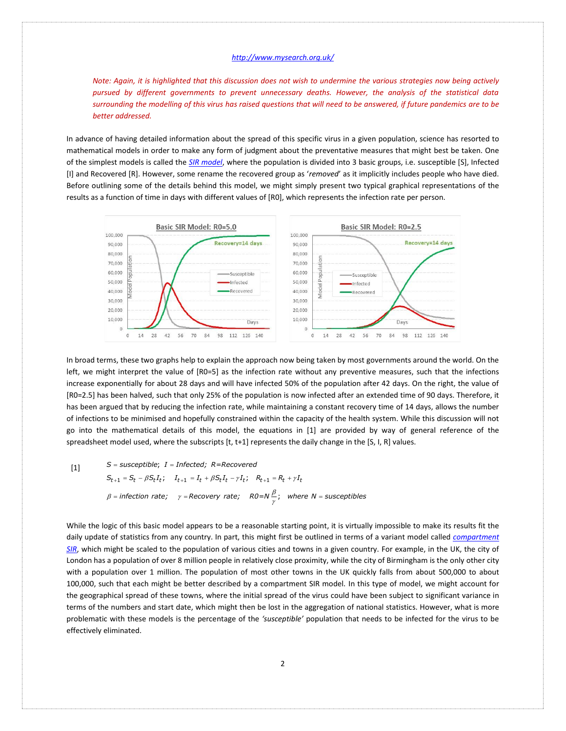[http://www.mysearch.org.uk/](http://www.mysearch.org.uk/)

*Note: Again, it is highlighted that this discussion does not wish to undermine the various strategies now being actively pursued by different governments to prevent unnecessary deaths. However, the analysis of the statistical data surrounding the modelling of this virus has raised questions that will need to be answered, if future pandemics are to be better addressed.*

In advance of having detailed information about the spread of this specific virus in a given population, science has resorted to mathematical models in order to make any form of judgment about the preventative measures that might best be taken. One of the simplest models is called the *SIR model*, where the population is divided into 3 basic groups, i.e. susceptible [S], Infected [I] and Recovered [R]. However, some rename the recovered group as '*removed*' as it implicitly includes people who have died. Before outlining some of the details behind this model, we might simply present two typical graphical representations of the results as a function of time in days with different values of [R0], which represents the infection rate per person.

In broad terms, these two graphs help to explain the approach now being taken by most governments around the world. On the left, we might interpret the value of [R0=5] as the infection rate without any preventive measures, such that the infections increase exponentially for about 28 days and will have infected 50% of the population after 42 days. On the right, the value of [R0=2.5] has been halved, such that only 25% of the population is now infected after an extended time of 90 days. Therefore, it has been argued that by reducing the infection rate, while maintaining a constant recovery time of 14 days, allows the number of infections to be minimised and hopefully constrained within the capacity of the health system. While this discussion will not go into the mathematical details of this model, the equations in [1] are provided by way of general reference of the spreadsheet model used, where the subscripts [t, t+1] represents the daily change in the [S, I, R] values.

$$
[1] \qquad S = susceptible; \;\; I = Infected; \;\; R = Recovered
$$

$$
S_{t+1} = S_t - \beta S_t I_t; \quad I_{t+1} = I_t + \beta S_t I_t - \gamma I_t; \quad R_{t+1} = R_t + \gamma I_t
$$

$$
\beta = infection\ rate; \quad \gamma = Recovery\ rate; \quad R0 = N\frac{\beta}{\gamma}; \quad where\ N = susceptibles
$$

While the logic of this basic model appears to be a reasonable starting point, it is virtually impossible to make its results fit the daily update of statistics from any country. In part, this might first be outlined in terms of a variant model called *compartment SIR*, which might be scaled to the population of various cities and towns in a given country. For example, in the UK, the city of London has a population of over 8 million people in relatively close proximity, while the city of Birmingham is the only other city with a population over 1 million. The population of most other towns in the UK quickly falls from about 500,000 to about 100,000, such that each might be better described by a compartment SIR model. In this type of model, we might account for the geographical spread of these towns, where the initial spread of the virus could have been subject to significant variance in terms of the numbers and start date, which might then be lost in the aggregation of national statistics. However, what is more problematic with these models is the percentage of the *'susceptible'* population that needs to be infected for the virus to be effectively eliminated.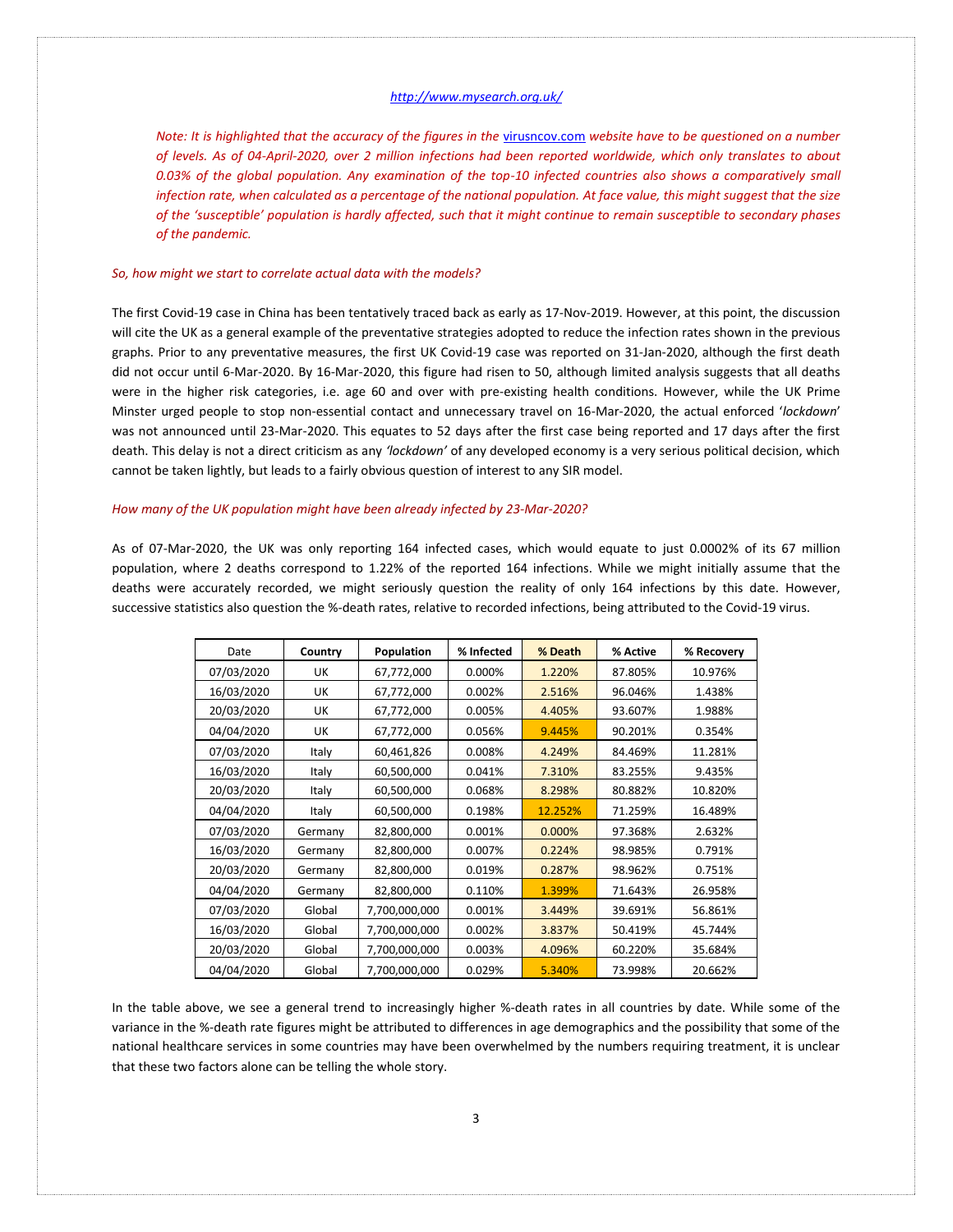http://www.mysearch.org.uk/

*Note: It is highlighted that the accuracy of the figures in the [virusncov.com](virusncov.com) website have to be questioned on a number of levels. As of 04-April-2020, over 2 million infections had been reported worldwide, which only translates to about 0.03% of the global population. Any examination of the top-10 infected countries also shows a comparatively small infection rate, when calculated as a percentage of the national population. At face value, this might suggest that the size of the 'susceptible' population is hardly affected, such that it might continue to remain susceptible to secondary phases of the pandemic.*

*So, how might we start to correlate actual data with the models?*

The first Covid-19 case in China has been tentatively traced back as early as 17-Nov-2019. However, at this point, the discussion will cite the UK as a general example of the preventative strategies adopted to reduce the infection rates shown in the previous graphs. Prior to any preventative measures, the first UK Covid-19 case was reported on 31-Jan-2020, although the first death did not occur until 6-Mar-2020. By 16-Mar-2020, this figure had risen to 50, although limited analysis suggests that all deaths were in the higher risk categories, i.e. age 60 and over with pre-existing health conditions. However, while the UK Prime Minster urged people to stop non-essential contact and unnecessary travel on 16-Mar-2020, the actual enforced '*lockdown*' was not announced until 23-Mar-2020. This equates to 52 days after the first case being reported and 17 days after the first death. This delay is not a direct criticism as any *'lockdown'* of any developed economy is a very serious political decision, which cannot be taken lightly, but leads to a fairly obvious question of interest to any SIR model.

*How many of the UK population might have been already infected by 23-Mar-2020?*

As of 07-Mar-2020, the UK was only reporting 164 infected cases, which would equate to just 0.0002% of its 67 million population, where 2 deaths correspond to 1.22% of the reported 164 infections. While we might initially assume that the deaths were accurately recorded, we might seriously question the reality of only 164 infections by this date. However, successive statistics also question the %-death rates, relative to recorded infections, being attributed to the Covid-19 virus.

| Date | Country | Population | % Infected | % Death | % Active | % Recovery |
|---|---|---|---|---|---|---|
| 07/03/2020 | UK | 67,772,000 | 0.000% | 1.220% | 87.805% | 10.976% |
| 16/03/2020 | UK | 67,772,000 | 0.002% | 2.516% | 96.046% | 1.438% |
| 20/03/2020 | UK | 67,772,000 | 0.005% | 4.405% | 93.607% | 1.988% |
| 04/04/2020 | UK | 67,772,000 | 0.056% | 9.445% | 90.201% | 0.354% |
| 07/03/2020 | Italy | 60,461,826 | 0.008% | 4.249% | 84.469% | 11.281% |
| 16/03/2020 | Italy | 60,500,000 | 0.041% | 7.310% | 83.255% | 9.435% |
| 20/03/2020 | Italy | 60,500,000 | 0.068% | 8.298% | 80.882% | 10.820% |
| 04/04/2020 | Italy | 60,500,000 | 0.198% | 12.252% | 71.259% | 16.489% |
| 07/03/2020 | Germany | 82,800,000 | 0.001% | 0.000% | 97.368% | 2.632% |
| 16/03/2020 | Germany | 82,800,000 | 0.007% | 0.224% | 98.985% | 0.791% |
| 20/03/2020 | Germany | 82,800,000 | 0.019% | 0.287% | 98.962% | 0.751% |
| 04/04/2020 | Germany | 82,800,000 | 0.110% | 1.399% | 71.643% | 26.958% |
| 07/03/2020 | Global | 7,700,000,000 | 0.001% | 3.449% | 39.691% | 56.861% |
| 16/03/2020 | Global | 7,700,000,000 | 0.002% | 3.837% | 50.419% | 45.744% |
| 20/03/2020 | Global | 7,700,000,000 | 0.003% | 4.096% | 60.220% | 35.684% |
| 04/04/2020 | Global | 7,700,000,000 | 0.029% | 5.340% | 73.998% | 20.662% |

In the table above, we see a general trend to increasingly higher %-death rates in all countries by date. While some of the variance in the %-death rate figures might be attributed to differences in age demographics and the possibility that some of the national healthcare services in some countries may have been overwhelmed by the numbers requiring treatment, it is unclear that these two factors alone can be telling the whole story.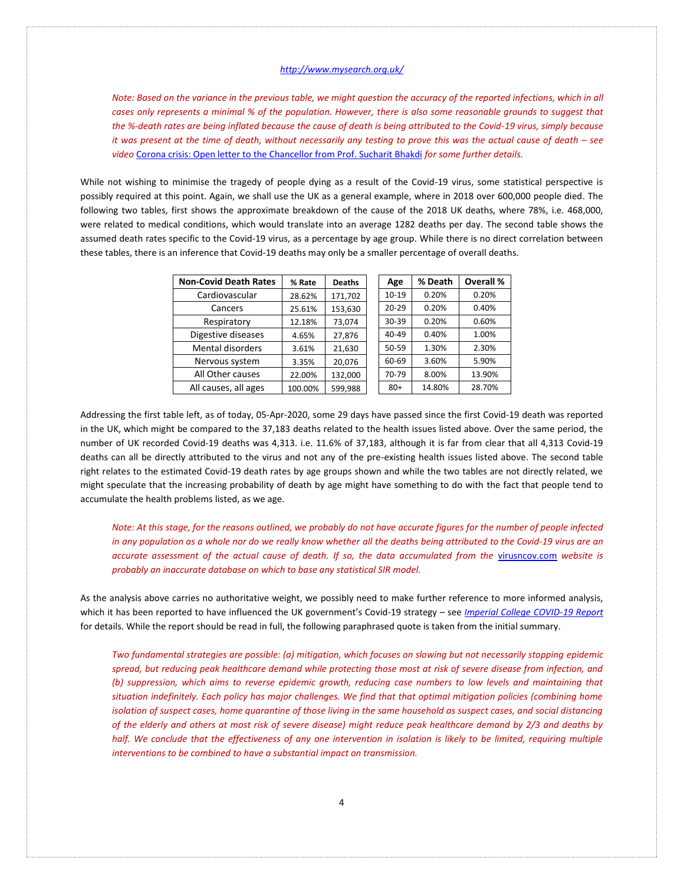[http://www.mysearch.org.uk/](http://www.mysearch.org.uk/)

*Note: Based on the variance in the previous table, we might question the accuracy of the reported infections, which in all cases only represents a minimal % of the population. However, there is also some reasonable grounds to suggest that the %-death rates are being inflated because the cause of death is being attributed to the Covid-19 virus, simply because it was present at the time of death, without necessarily any testing to prove this was the actual cause of death – see video* [Corona crisis: Open letter to the Chancellor from Prof. Sucharit Bhakdi](#) *for some further details.*

While not wishing to minimise the tragedy of people dying as a result of the Covid-19 virus, some statistical perspective is possibly required at this point. Again, we shall use the UK as a general example, where in 2018 over 600,000 people died. The following two tables, first shows the approximate breakdown of the cause of the 2018 UK deaths, where 78%, i.e. 468,000, were related to medical conditions, which would translate into an average 1282 deaths per day. The second table shows the assumed death rates specific to the Covid-19 virus, as a percentage by age group. While there is no direct correlation between these tables, there is an inference that Covid-19 deaths may only be a smaller percentage of overall deaths.

| Non-Covid Death Rates | % Rate | Deaths |
|---|---|---|
| Cardiovascular | 28.62% | 171,702 |
| Cancers | 25.61% | 153,630 |
| Respiratory | 12.18% | 73,074 |
| Digestive diseases | 4.65% | 27,876 |
| Mental disorders | 3.61% | 21,630 |
| Nervous system | 3.35% | 20,076 |
| All Other causes | 22.00% | 132,000 |
| All causes, all ages | 100.00% | 599,988 |

| Age | % Death | Overall % |
|---|---|---|
| 10-19 | 0.20% | 0.20% |
| 20-29 | 0.20% | 0.40% |
| 30-39 | 0.20% | 0.60% |
| 40-49 | 0.40% | 1.00% |
| 50-59 | 1.30% | 2.30% |
| 60-69 | 3.60% | 5.90% |
| 70-79 | 8.00% | 13.90% |
| 80+ | 14.80% | 28.70% |

Addressing the first table left, as of today, 05-Apr-2020, some 29 days have passed since the first Covid-19 death was reported in the UK, which might be compared to the 37,183 deaths related to the health issues listed above. Over the same period, the number of UK recorded Covid-19 deaths was 4,313. i.e. 11.6% of 37,183, although it is far from clear that all 4,313 Covid-19 deaths can all be directly attributed to the virus and not any of the pre-existing health issues listed above. The second table right relates to the estimated Covid-19 death rates by age groups shown and while the two tables are not directly related, we might speculate that the increasing probability of death by age might have something to do with the fact that people tend to accumulate the health problems listed, as we age.

*Note: At this stage, for the reasons outlined, we probably do not have accurate figures for the number of people infected in any population as a whole nor do we really know whether all the deaths being attributed to the Covid-19 virus are an accurate assessment of the actual cause of death. If so, the data accumulated from the* [virusncov.com](#) *website is probably an inaccurate database on which to base any statistical SIR model.*

As the analysis above carries no authoritative weight, we possibly need to make further reference to more informed analysis, which it has been reported to have influenced the UK government's Covid-19 strategy – see [*Imperial College COVID-19 Report*](#) for details. While the report should be read in full, the following paraphrased quote is taken from the initial summary.

*Two fundamental strategies are possible: (a) mitigation, which focuses on slowing but not necessarily stopping epidemic spread, but reducing peak healthcare demand while protecting those most at risk of severe disease from infection, and (b) suppression, which aims to reverse epidemic growth, reducing case numbers to low levels and maintaining that situation indefinitely. Each policy has major challenges. We find that that optimal mitigation policies (combining home isolation of suspect cases, home quarantine of those living in the same household as suspect cases, and social distancing of the elderly and others at most risk of severe disease) might reduce peak healthcare demand by 2/3 and deaths by half. We conclude that the effectiveness of any one intervention in isolation is likely to be limited, requiring multiple interventions to be combined to have a substantial impact on transmission.*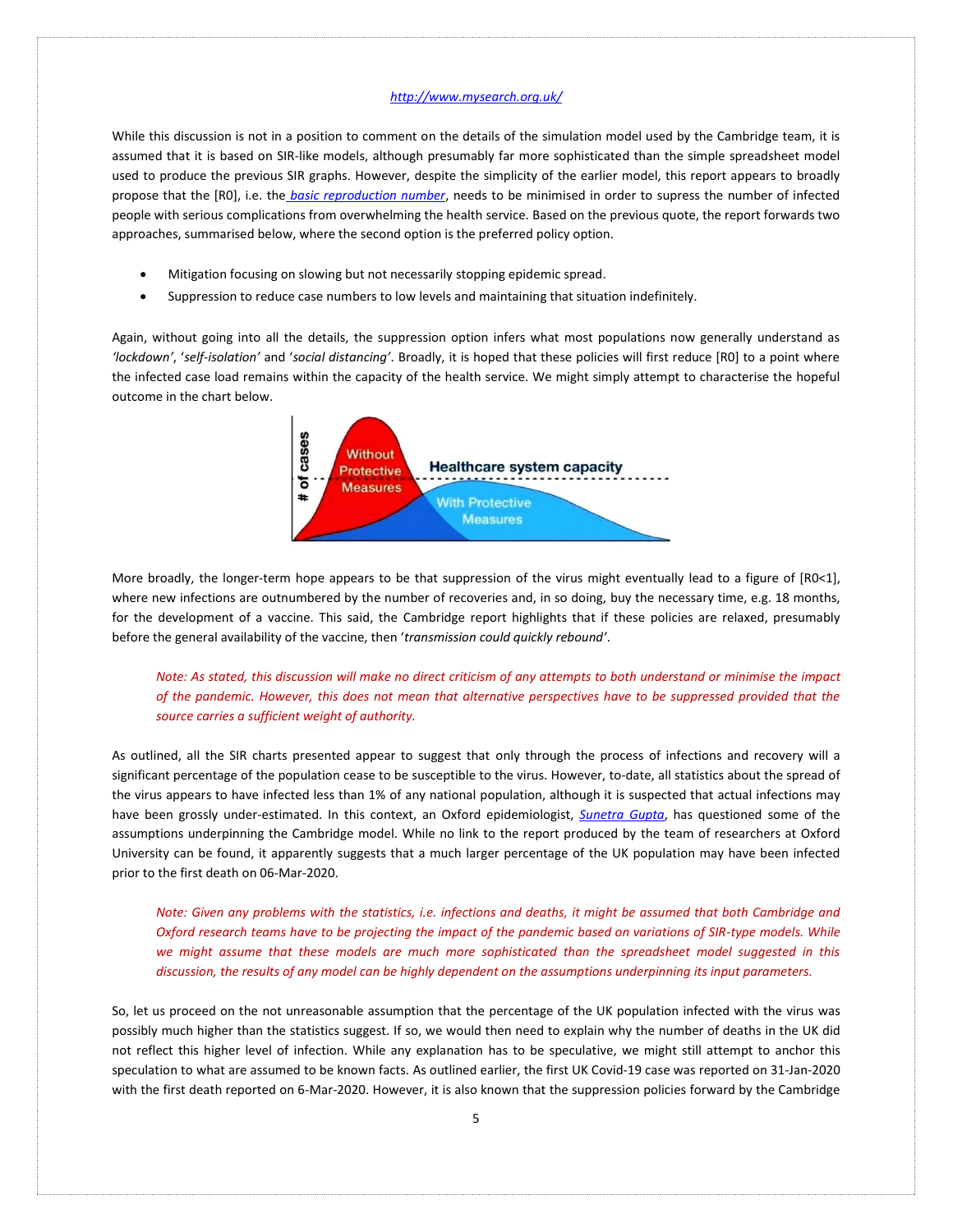http://www.mysearch.org.uk/

While this discussion is not in a position to comment on the details of the simulation model used by the Cambridge team, it is assumed that it is based on SIR-like models, although presumably far more sophisticated than the simple spreadsheet model used to produce the previous SIR graphs. However, despite the simplicity of the earlier model, this report appears to broadly propose that the [R0], i.e. the basic reproduction number, needs to be minimised in order to supress the number of infected people with serious complications from overwhelming the health service. Based on the previous quote, the report forwards two approaches, summarised below, where the second option is the preferred policy option.

- Mitigation focusing on slowing but not necessarily stopping epidemic spread.
- Suppression to reduce case numbers to low levels and maintaining that situation indefinitely.

Again, without going into all the details, the suppression option infers what most populations now generally understand as *'lockdown'*, '*self-isolation'* and '*social distancing'*. Broadly, it is hoped that these policies will first reduce [R0] to a point where the infected case load remains within the capacity of the health service. We might simply attempt to characterise the hopeful outcome in the chart below.

More broadly, the longer-term hope appears to be that suppression of the virus might eventually lead to a figure of [R0<1], where new infections are outnumbered by the number of recoveries and, in so doing, buy the necessary time, e.g. 18 months, for the development of a vaccine. This said, the Cambridge report highlights that if these policies are relaxed, presumably before the general availability of the vaccine, then '*transmission could quickly rebound'*.

> *Note: As stated, this discussion will make no direct criticism of any attempts to both understand or minimise the impact of the pandemic. However, this does not mean that alternative perspectives have to be suppressed provided that the source carries a sufficient weight of authority.*

As outlined, all the SIR charts presented appear to suggest that only through the process of infections and recovery will a significant percentage of the population cease to be susceptible to the virus. However, to-date, all statistics about the spread of the virus appears to have infected less than 1% of any national population, although it is suspected that actual infections may have been grossly under-estimated. In this context, an Oxford epidemiologist, *Sunetra Gupta*, has questioned some of the assumptions underpinning the Cambridge model. While no link to the report produced by the team of researchers at Oxford University can be found, it apparently suggests that a much larger percentage of the UK population may have been infected prior to the first death on 06-Mar-2020.

> *Note: Given any problems with the statistics, i.e. infections and deaths, it might be assumed that both Cambridge and Oxford research teams have to be projecting the impact of the pandemic based on variations of SIR-type models. While we might assume that these models are much more sophisticated than the spreadsheet model suggested in this discussion, the results of any model can be highly dependent on the assumptions underpinning its input parameters.*

So, let us proceed on the not unreasonable assumption that the percentage of the UK population infected with the virus was possibly much higher than the statistics suggest. If so, we would then need to explain why the number of deaths in the UK did not reflect this higher level of infection. While any explanation has to be speculative, we might still attempt to anchor this speculation to what are assumed to be known facts. As outlined earlier, the first UK Covid-19 case was reported on 31-Jan-2020 with the first death reported on 6-Mar-2020. However, it is also known that the suppression policies forward by the Cambridge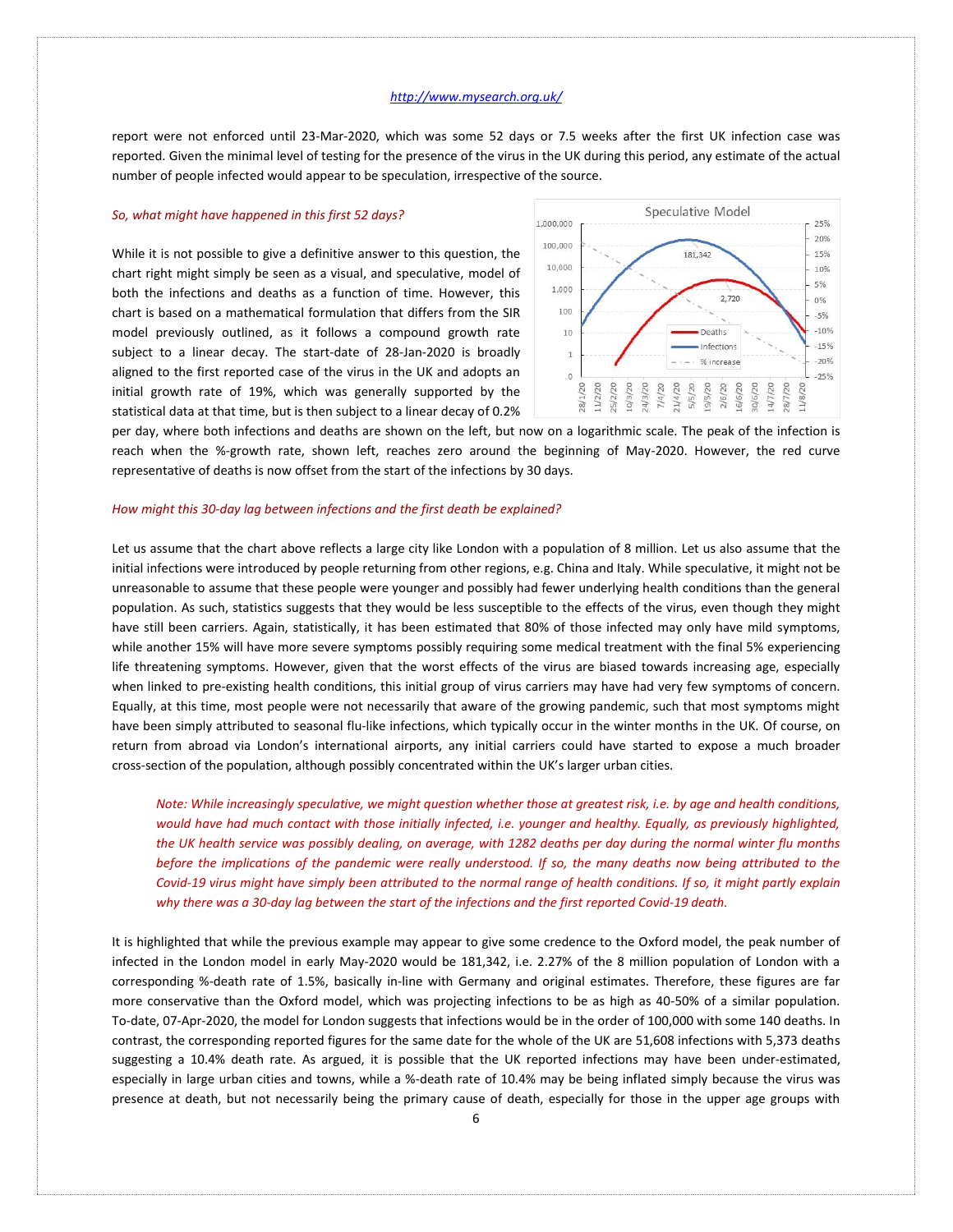report were not enforced until 23-Mar-2020, which was some 52 days or 7.5 weeks after the first UK infection case was reported. Given the minimal level of testing for the presence of the virus in the UK during this period, any estimate of the actual number of people infected would appear to be speculation, irrespective of the source.

*So, what might have happened in this first 52 days?*

While it is not possible to give a definitive answer to this question, the chart right might simply be seen as a visual, and speculative, model of both the infections and deaths as a function of time. However, this chart is based on a mathematical formulation that differs from the SIR model previously outlined, as it follows a compound growth rate subject to a linear decay. The start-date of 28-Jan-2020 is broadly aligned to the first reported case of the virus in the UK and adopts an initial growth rate of 19%, which was generally supported by the statistical data at that time, but is then subject to a linear decay of 0.2% per day, where both infections and deaths are shown on the left, but now on a logarithmic scale. The peak of the infection is reach when the %-growth rate, shown left, reaches zero around the beginning of May-2020. However, the red curve representative of deaths is now offset from the start of the infections by 30 days.

*How might this 30-day lag between infections and the first death be explained?*

Let us assume that the chart above reflects a large city like London with a population of 8 million. Let us also assume that the initial infections were introduced by people returning from other regions, e.g. China and Italy. While speculative, it might not be unreasonable to assume that these people were younger and possibly had fewer underlying health conditions than the general population. As such, statistics suggests that they would be less susceptible to the effects of the virus, even though they might have still been carriers. Again, statistically, it has been estimated that 80% of those infected may only have mild symptoms, while another 15% will have more severe symptoms possibly requiring some medical treatment with the final 5% experiencing life threatening symptoms. However, given that the worst effects of the virus are biased towards increasing age, especially when linked to pre-existing health conditions, this initial group of virus carriers may have had very few symptoms of concern. Equally, at this time, most people were not necessarily that aware of the growing pandemic, such that most symptoms might have been simply attributed to seasonal flu-like infections, which typically occur in the winter months in the UK. Of course, on return from abroad via London's international airports, any initial carriers could have started to expose a much broader cross-section of the population, although possibly concentrated within the UK's larger urban cities.

> *Note: While increasingly speculative, we might question whether those at greatest risk, i.e. by age and health conditions, would have had much contact with those initially infected, i.e. younger and healthy. Equally, as previously highlighted, the UK health service was possibly dealing, on average, with 1282 deaths per day during the normal winter flu months before the implications of the pandemic were really understood. If so, the many deaths now being attributed to the Covid-19 virus might have simply been attributed to the normal range of health conditions. If so, it might partly explain why there was a 30-day lag between the start of the infections and the first reported Covid-19 death.*

It is highlighted that while the previous example may appear to give some credence to the Oxford model, the peak number of infected in the London model in early May-2020 would be 181,342, i.e. 2.27% of the 8 million population of London with a corresponding %-death rate of 1.5%, basically in-line with Germany and original estimates. Therefore, these figures are far more conservative than the Oxford model, which was projecting infections to be as high as 40-50% of a similar population. To-date, 07-Apr-2020, the model for London suggests that infections would be in the order of 100,000 with some 140 deaths. In contrast, the corresponding reported figures for the same date for the whole of the UK are 51,608 infections with 5,373 deaths suggesting a 10.4% death rate. As argued, it is possible that the UK reported infections may have been under-estimated, especially in large urban cities and towns, while a %-death rate of 10.4% may be being inflated simply because the virus was presence at death, but not necessarily being the primary cause of death, especially for those in the upper age groups with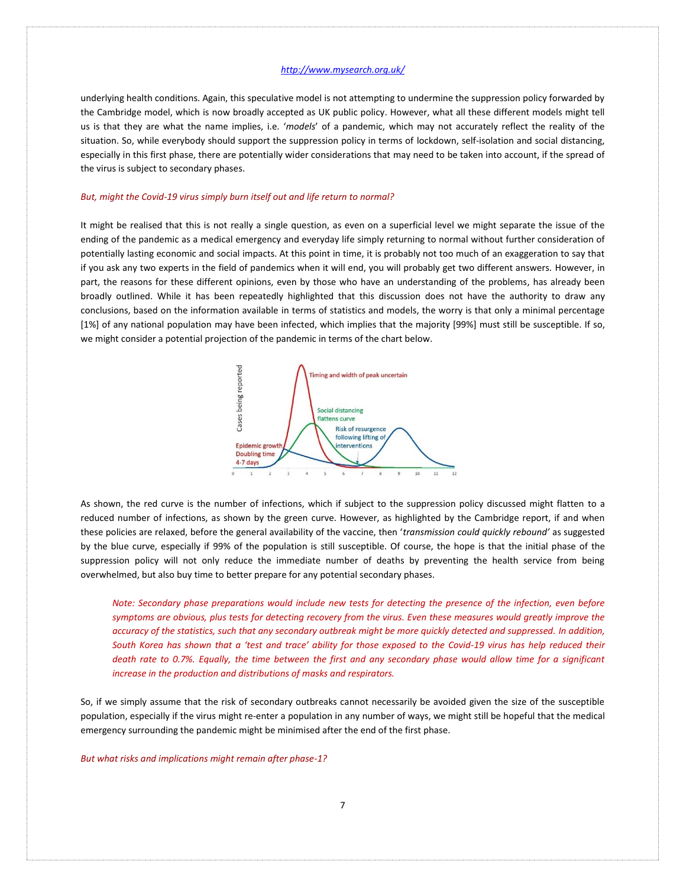underlying health conditions. Again, this speculative model is not attempting to undermine the suppression policy forwarded by the Cambridge model, which is now broadly accepted as UK public policy. However, what all these different models might tell us is that they are what the name implies, i.e. '*models*' of a pandemic, which may not accurately reflect the reality of the situation. So, while everybody should support the suppression policy in terms of lockdown, self-isolation and social distancing, especially in this first phase, there are potentially wider considerations that may need to be taken into account, if the spread of the virus is subject to secondary phases.

*But, might the Covid-19 virus simply burn itself out and life return to normal?*

It might be realised that this is not really a single question, as even on a superficial level we might separate the issue of the ending of the pandemic as a medical emergency and everyday life simply returning to normal without further consideration of potentially lasting economic and social impacts. At this point in time, it is probably not too much of an exaggeration to say that if you ask any two experts in the field of pandemics when it will end, you will probably get two different answers. However, in part, the reasons for these different opinions, even by those who have an understanding of the problems, has already been broadly outlined. While it has been repeatedly highlighted that this discussion does not have the authority to draw any conclusions, based on the information available in terms of statistics and models, the worry is that only a minimal percentage [1%] of any national population may have been infected, which implies that the majority [99%] must still be susceptible. If so, we might consider a potential projection of the pandemic in terms of the chart below.

As shown, the red curve is the number of infections, which if subject to the suppression policy discussed might flatten to a reduced number of infections, as shown by the green curve. However, as highlighted by the Cambridge report, if and when these policies are relaxed, before the general availability of the vaccine, then '*transmission could quickly rebound*' as suggested by the blue curve, especially if 99% of the population is still susceptible. Of course, the hope is that the initial phase of the suppression policy will not only reduce the immediate number of deaths by preventing the health service from being overwhelmed, but also buy time to better prepare for any potential secondary phases.

> *Note: Secondary phase preparations would include new tests for detecting the presence of the infection, even before symptoms are obvious, plus tests for detecting recovery from the virus. Even these measures would greatly improve the accuracy of the statistics, such that any secondary outbreak might be more quickly detected and suppressed. In addition, South Korea has shown that a 'test and trace' ability for those exposed to the Covid-19 virus has help reduced their death rate to 0.7%. Equally, the time between the first and any secondary phase would allow time for a significant increase in the production and distributions of masks and respirators.*

So, if we simply assume that the risk of secondary outbreaks cannot necessarily be avoided given the size of the susceptible population, especially if the virus might re-enter a population in any number of ways, we might still be hopeful that the medical emergency surrounding the pandemic might be minimised after the end of the first phase.

*But what risks and implications might remain after phase-1?*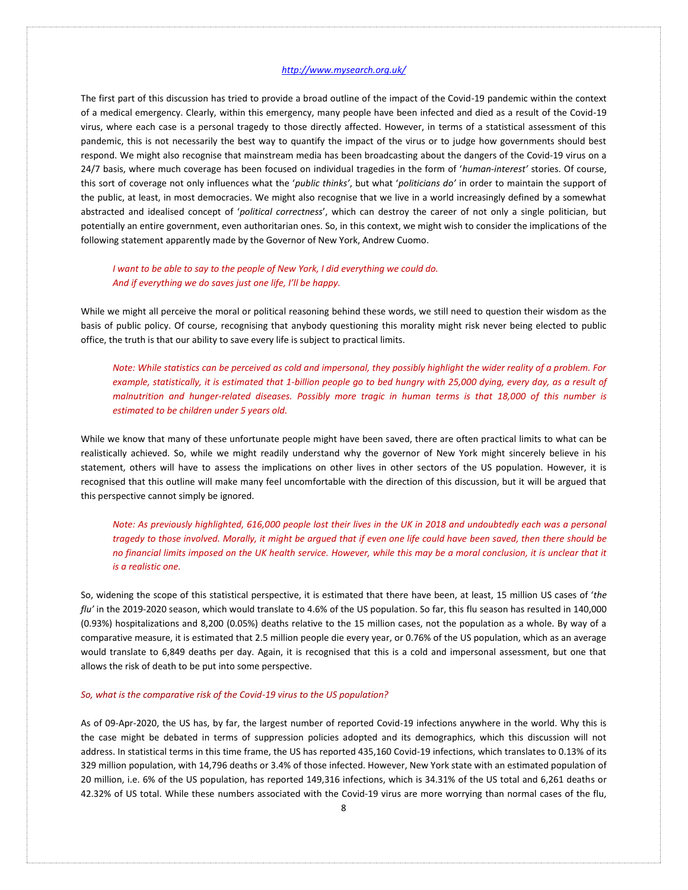The first part of this discussion has tried to provide a broad outline of the impact of the Covid-19 pandemic within the context of a medical emergency. Clearly, within this emergency, many people have been infected and died as a result of the Covid-19 virus, where each case is a personal tragedy to those directly affected. However, in terms of a statistical assessment of this pandemic, this is not necessarily the best way to quantify the impact of the virus or to judge how governments should best respond. We might also recognise that mainstream media has been broadcasting about the dangers of the Covid-19 virus on a 24/7 basis, where much coverage has been focused on individual tragedies in the form of '*human-interest'* stories. Of course, this sort of coverage not only influences what the '*public thinks'*, but what '*politicians do'* in order to maintain the support of the public, at least, in most democracies. We might also recognise that we live in a world increasingly defined by a somewhat abstracted and idealised concept of '*political correctness*', which can destroy the career of not only a single politician, but potentially an entire government, even authoritarian ones. So, in this context, we might wish to consider the implications of the following statement apparently made by the Governor of New York, Andrew Cuomo.

> *I want to be able to say to the people of New York, I did everything we could do.*
> *And if everything we do saves just one life, I'll be happy.*

While we might all perceive the moral or political reasoning behind these words, we still need to question their wisdom as the basis of public policy. Of course, recognising that anybody questioning this morality might risk never being elected to public office, the truth is that our ability to save every life is subject to practical limits.

> *Note: While statistics can be perceived as cold and impersonal, they possibly highlight the wider reality of a problem. For example, statistically, it is estimated that 1-billion people go to bed hungry with 25,000 dying, every day, as a result of malnutrition and hunger-related diseases. Possibly more tragic in human terms is that 18,000 of this number is estimated to be children under 5 years old.*

While we know that many of these unfortunate people might have been saved, there are often practical limits to what can be realistically achieved. So, while we might readily understand why the governor of New York might sincerely believe in his statement, others will have to assess the implications on other lives in other sectors of the US population. However, it is recognised that this outline will make many feel uncomfortable with the direction of this discussion, but it will be argued that this perspective cannot simply be ignored.

> *Note: As previously highlighted, 616,000 people lost their lives in the UK in 2018 and undoubtedly each was a personal tragedy to those involved. Morally, it might be argued that if even one life could have been saved, then there should be no financial limits imposed on the UK health service. However, while this may be a moral conclusion, it is unclear that it is a realistic one.*

So, widening the scope of this statistical perspective, it is estimated that there have been, at least, 15 million US cases of '*the flu'* in the 2019-2020 season, which would translate to 4.6% of the US population. So far, this flu season has resulted in 140,000 (0.93%) hospitalizations and 8,200 (0.05%) deaths relative to the 15 million cases, not the population as a whole. By way of a comparative measure, it is estimated that 2.5 million people die every year, or 0.76% of the US population, which as an average would translate to 6,849 deaths per day. Again, it is recognised that this is a cold and impersonal assessment, but one that allows the risk of death to be put into some perspective.

*So, what is the comparative risk of the Covid-19 virus to the US population?*

As of 09-Apr-2020, the US has, by far, the largest number of reported Covid-19 infections anywhere in the world. Why this is the case might be debated in terms of suppression policies adopted and its demographics, which this discussion will not address. In statistical terms in this time frame, the US has reported 435,160 Covid-19 infections, which translates to 0.13% of its 329 million population, with 14,796 deaths or 3.4% of those infected. However, New York state with an estimated population of 20 million, i.e. 6% of the US population, has reported 149,316 infections, which is 34.31% of the US total and 6,261 deaths or 42.32% of US total. While these numbers associated with the Covid-19 virus are more worrying than normal cases of the flu,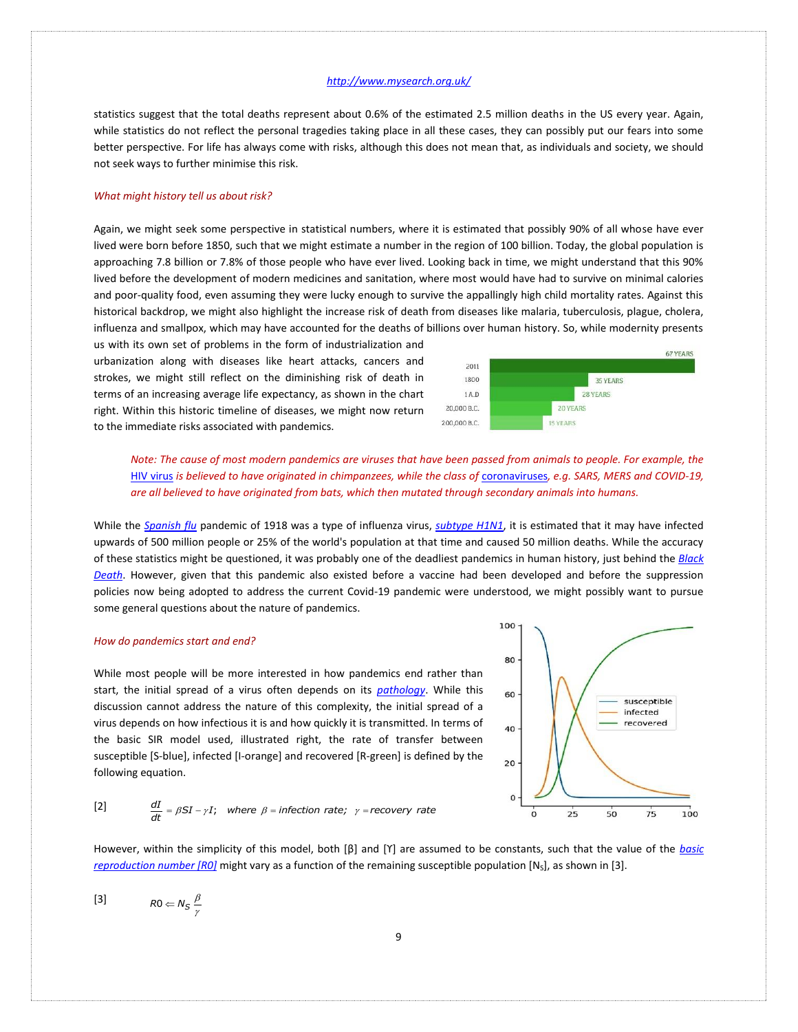statistics suggest that the total deaths represent about 0.6% of the estimated 2.5 million deaths in the US every year. Again, while statistics do not reflect the personal tragedies taking place in all these cases, they can possibly put our fears into some better perspective. For life has always come with risks, although this does not mean that, as individuals and society, we should not seek ways to further minimise this risk.

*What might history tell us about risk?*

Again, we might seek some perspective in statistical numbers, where it is estimated that possibly 90% of all whose have ever lived were born before 1850, such that we might estimate a number in the region of 100 billion. Today, the global population is approaching 7.8 billion or 7.8% of those people who have ever lived. Looking back in time, we might understand that this 90% lived before the development of modern medicines and sanitation, where most would have had to survive on minimal calories and poor-quality food, even assuming they were lucky enough to survive the appallingly high child mortality rates. Against this historical backdrop, we might also highlight the increase risk of death from diseases like malaria, tuberculosis, plague, cholera, influenza and smallpox, which may have accounted for the deaths of billions over human history. So, while modernity presents us with its own set of problems in the form of industrialization and urbanization along with diseases like heart attacks, cancers and strokes, we might still reflect on the diminishing risk of death in terms of an increasing average life expectancy, as shown in the chart right. Within this historic timeline of diseases, we might now return to the immediate risks associated with pandemics.

*Note: The cause of most modern pandemics are viruses that have been passed from animals to people. For example, the HIV virus is believed to have originated in chimpanzees, while the class of coronaviruses, e.g. SARS, MERS and COVID-19, are all believed to have originated from bats, which then mutated through secondary animals into humans.*

While the *Spanish flu* pandemic of 1918 was a type of influenza virus, *subtype H1N1*, it is estimated that it may have infected upwards of 500 million people or 25% of the world's population at that time and caused 50 million deaths. While the accuracy of these statistics might be questioned, it was probably one of the deadliest pandemics in human history, just behind the *Black Death*. However, given that this pandemic also existed before a vaccine had been developed and before the suppression policies now being adopted to address the current Covid-19 pandemic were understood, we might possibly want to pursue some general questions about the nature of pandemics.

*How do pandemics start and end?*

While most people will be more interested in how pandemics end rather than start, the initial spread of a virus often depends on its *pathology*. While this discussion cannot address the nature of this complexity, the initial spread of a virus depends on how infectious it is and how quickly it is transmitted. In terms of the basic SIR model used, illustrated right, the rate of transfer between susceptible [S-blue], infected [I-orange] and recovered [R-green] is defined by the following equation.

[2] $$\frac{dI}{dt} = \beta SI - \gamma I; \quad \text{where } \beta = \text{infection rate}; \quad \gamma = \text{recovery rate}$$

However, within the simplicity of this model, both [β] and [ϒ] are assumed to be constants, such that the value of the *basic reproduction number [R0]* might vary as a function of the remaining susceptible population [$N_S$], as shown in [3].

[3] $$R0 \Leftarrow N_S \frac{\beta}{\gamma}$$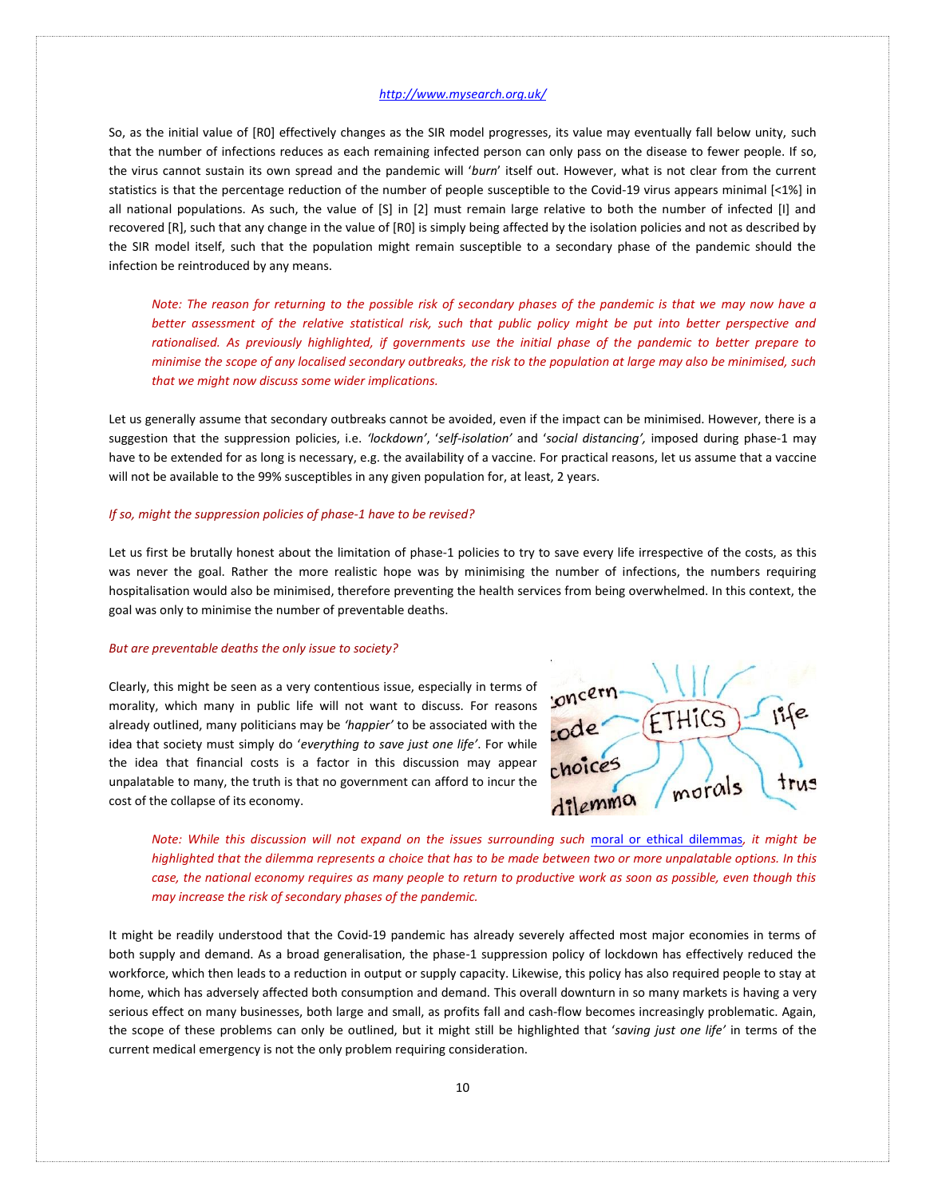So, as the initial value of [R0] effectively changes as the SIR model progresses, its value may eventually fall below unity, such that the number of infections reduces as each remaining infected person can only pass on the disease to fewer people. If so, the virus cannot sustain its own spread and the pandemic will '*burn*' itself out. However, what is not clear from the current statistics is that the percentage reduction of the number of people susceptible to the Covid-19 virus appears minimal [<1%] in all national populations. As such, the value of [S] in [2] must remain large relative to both the number of infected [I] and recovered [R], such that any change in the value of [R0] is simply being affected by the isolation policies and not as described by the SIR model itself, such that the population might remain susceptible to a secondary phase of the pandemic should the infection be reintroduced by any means.

> *Note: The reason for returning to the possible risk of secondary phases of the pandemic is that we may now have a better assessment of the relative statistical risk, such that public policy might be put into better perspective and rationalised. As previously highlighted, if governments use the initial phase of the pandemic to better prepare to minimise the scope of any localised secondary outbreaks, the risk to the population at large may also be minimised, such that we might now discuss some wider implications.*

Let us generally assume that secondary outbreaks cannot be avoided, even if the impact can be minimised. However, there is a suggestion that the suppression policies, i.e. *'lockdown'*, '*self-isolation'* and '*social distancing',* imposed during phase-1 may have to be extended for as long is necessary, e.g. the availability of a vaccine. For practical reasons, let us assume that a vaccine will not be available to the 99% susceptibles in any given population for, at least, 2 years.

*If so, might the suppression policies of phase-1 have to be revised?*

Let us first be brutally honest about the limitation of phase-1 policies to try to save every life irrespective of the costs, as this was never the goal. Rather the more realistic hope was by minimising the number of infections, the numbers requiring hospitalisation would also be minimised, therefore preventing the health services from being overwhelmed. In this context, the goal was only to minimise the number of preventable deaths.

*But are preventable deaths the only issue to society?*

Clearly, this might be seen as a very contentious issue, especially in terms of morality, which many in public life will not want to discuss. For reasons already outlined, many politicians may be *'happier'* to be associated with the idea that society must simply do '*everything to save just one life'*. For while the idea that financial costs is a factor in this discussion may appear unpalatable to many, the truth is that no government can afford to incur the cost of the collapse of its economy.

> *Note: While this discussion will not expand on the issues surrounding such* moral or ethical dilemmas*, it might be highlighted that the dilemma represents a choice that has to be made between two or more unpalatable options. In this case, the national economy requires as many people to return to productive work as soon as possible, even though this may increase the risk of secondary phases of the pandemic.*

It might be readily understood that the Covid-19 pandemic has already severely affected most major economies in terms of both supply and demand. As a broad generalisation, the phase-1 suppression policy of lockdown has effectively reduced the workforce, which then leads to a reduction in output or supply capacity. Likewise, this policy has also required people to stay at home, which has adversely affected both consumption and demand. This overall downturn in so many markets is having a very serious effect on many businesses, both large and small, as profits fall and cash-flow becomes increasingly problematic. Again, the scope of these problems can only be outlined, but it might still be highlighted that '*saving just one life'* in terms of the current medical emergency is not the only problem requiring consideration.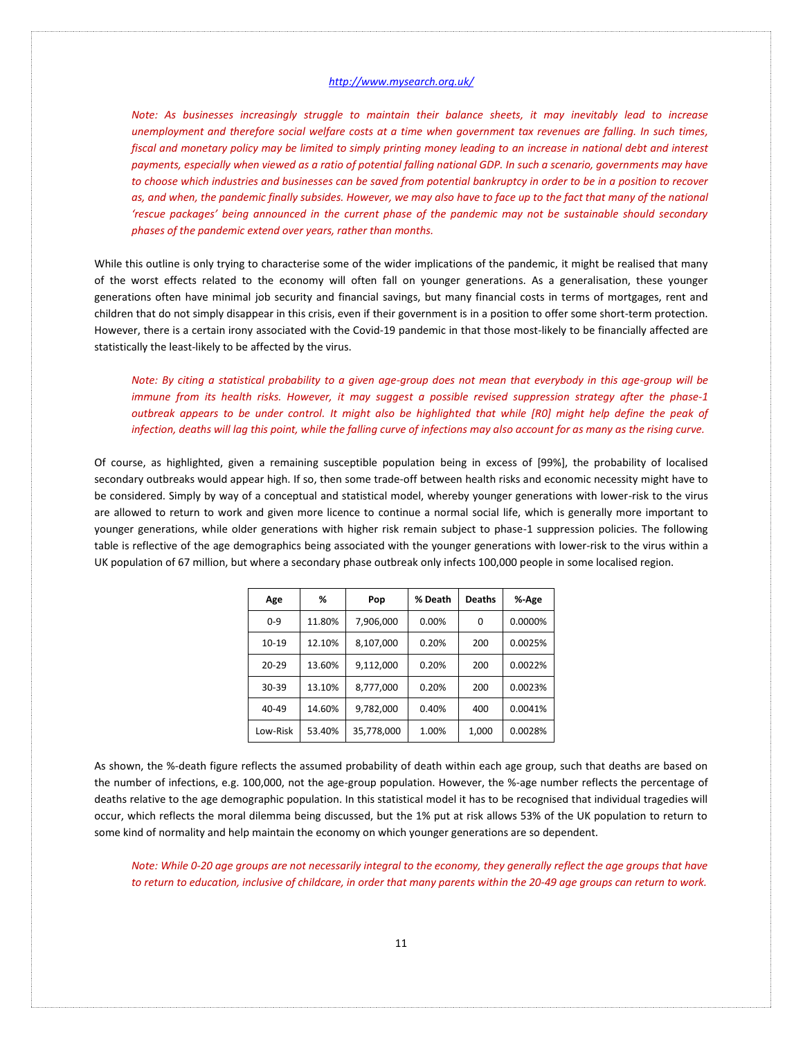Note: As businesses increasingly struggle to maintain their balance sheets, it may inevitably lead to increase unemployment and therefore social welfare costs at a time when government tax revenues are falling. In such times, fiscal and monetary policy may be limited to simply printing money leading to an increase in national debt and interest payments, especially when viewed as a ratio of potential falling national GDP. In such a scenario, governments may have to choose which industries and businesses can be saved from potential bankruptcy in order to be in a position to recover as, and when, the pandemic finally subsides. However, we may also have to face up to the fact that many of the national 'rescue packages' being announced in the current phase of the pandemic may not be sustainable should secondary phases of the pandemic extend over years, rather than months.

While this outline is only trying to characterise some of the wider implications of the pandemic, it might be realised that many of the worst effects related to the economy will often fall on younger generations. As a generalisation, these younger generations often have minimal job security and financial savings, but many financial costs in terms of mortgages, rent and children that do not simply disappear in this crisis, even if their government is in a position to offer some short-term protection. However, there is a certain irony associated with the Covid-19 pandemic in that those most-likely to be financially affected are statistically the least-likely to be affected by the virus.

*Note: By citing a statistical probability to a given age-group does not mean that everybody in this age-group will be immune from its health risks. However, it may suggest a possible revised suppression strategy after the phase-1 outbreak appears to be under control. It might also be highlighted that while [R0] might help define the peak of infection, deaths will lag this point, while the falling curve of infections may also account for as many as the rising curve.*

Of course, as highlighted, given a remaining susceptible population being in excess of [99%], the probability of localised secondary outbreaks would appear high. If so, then some trade-off between health risks and economic necessity might have to be considered. Simply by way of a conceptual and statistical model, whereby younger generations with lower-risk to the virus are allowed to return to work and given more licence to continue a normal social life, which is generally more important to younger generations, while older generations with higher risk remain subject to phase-1 suppression policies. The following table is reflective of the age demographics being associated with the younger generations with lower-risk to the virus within a UK population of 67 million, but where a secondary phase outbreak only infects 100,000 people in some localised region.

| Age | % | Pop | % Death | Deaths | %-Age |
|---|---|---|---|---|---|
| 0-9 | 11.80% | 7,906,000 | 0.00% | 0 | 0.0000% |
| 10-19 | 12.10% | 8,107,000 | 0.20% | 200 | 0.0025% |
| 20-29 | 13.60% | 9,112,000 | 0.20% | 200 | 0.0022% |
| 30-39 | 13.10% | 8,777,000 | 0.20% | 200 | 0.0023% |
| 40-49 | 14.60% | 9,782,000 | 0.40% | 400 | 0.0041% |
| Low-Risk | 53.40% | 35,778,000 | 1.00% | 1,000 | 0.0028% |

As shown, the %-death figure reflects the assumed probability of death within each age group, such that deaths are based on the number of infections, e.g. 100,000, not the age-group population. However, the %-age number reflects the percentage of deaths relative to the age demographic population. In this statistical model it has to be recognised that individual tragedies will occur, which reflects the moral dilemma being discussed, but the 1% put at risk allows 53% of the UK population to return to some kind of normality and help maintain the economy on which younger generations are so dependent.

*Note: While 0-20 age groups are not necessarily integral to the economy, they generally reflect the age groups that have to return to education, inclusive of childcare, in order that many parents within the 20-49 age groups can return to work.*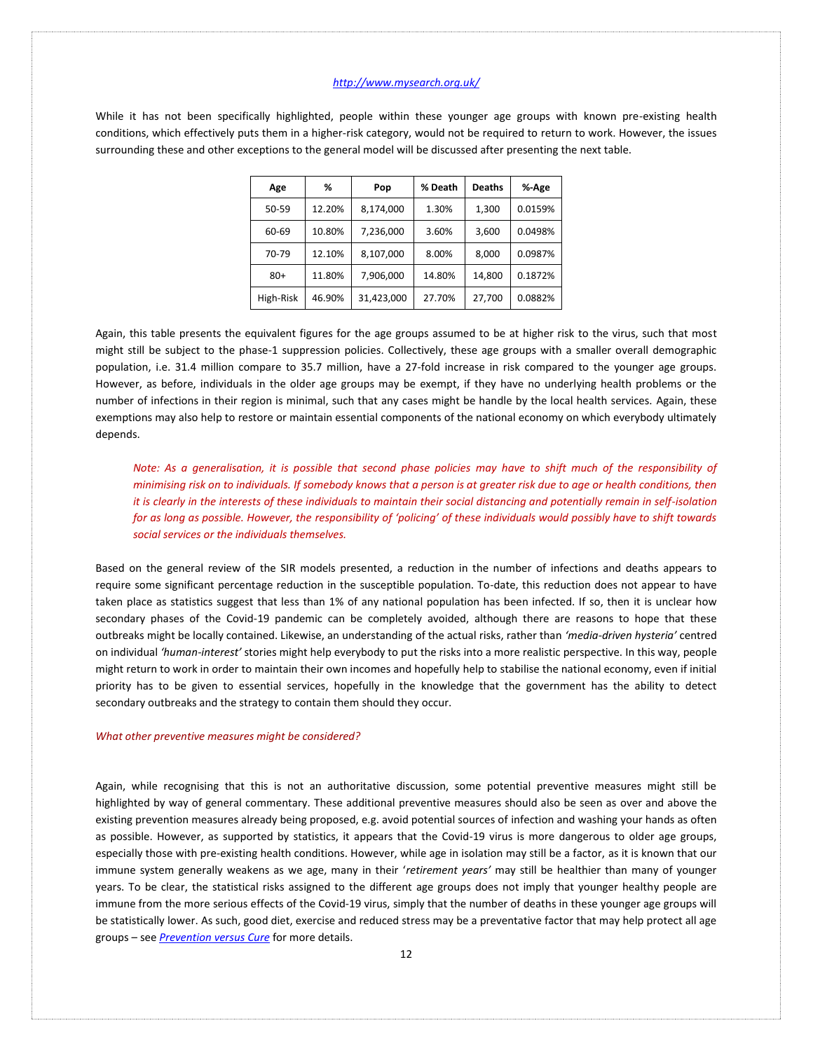*http://www.mysearch.org.uk/*

While it has not been specifically highlighted, people within these younger age groups with known pre-existing health conditions, which effectively puts them in a higher-risk category, would not be required to return to work. However, the issues surrounding these and other exceptions to the general model will be discussed after presenting the next table.

| Age | % | Pop | % Death | Deaths | %-Age |
|---|---|---|---|---|---|
| 50-59 | 12.20% | 8,174,000 | 1.30% | 1,300 | 0.0159% |
| 60-69 | 10.80% | 7,236,000 | 3.60% | 3,600 | 0.0498% |
| 70-79 | 12.10% | 8,107,000 | 8.00% | 8,000 | 0.0987% |
| 80+ | 11.80% | 7,906,000 | 14.80% | 14,800 | 0.1872% |
| High-Risk | 46.90% | 31,423,000 | 27.70% | 27,700 | 0.0882% |

Again, this table presents the equivalent figures for the age groups assumed to be at higher risk to the virus, such that most might still be subject to the phase-1 suppression policies. Collectively, these age groups with a smaller overall demographic population, i.e. 31.4 million compare to 35.7 million, have a 27-fold increase in risk compared to the younger age groups. However, as before, individuals in the older age groups may be exempt, if they have no underlying health problems or the number of infections in their region is minimal, such that any cases might be handle by the local health services. Again, these exemptions may also help to restore or maintain essential components of the national economy on which everybody ultimately depends.

> *Note: As a generalisation, it is possible that second phase policies may have to shift much of the responsibility of minimising risk on to individuals. If somebody knows that a person is at greater risk due to age or health conditions, then it is clearly in the interests of these individuals to maintain their social distancing and potentially remain in self-isolation for as long as possible. However, the responsibility of 'policing' of these individuals would possibly have to shift towards social services or the individuals themselves.*

Based on the general review of the SIR models presented, a reduction in the number of infections and deaths appears to require some significant percentage reduction in the susceptible population. To-date, this reduction does not appear to have taken place as statistics suggest that less than 1% of any national population has been infected. If so, then it is unclear how secondary phases of the Covid-19 pandemic can be completely avoided, although there are reasons to hope that these outbreaks might be locally contained. Likewise, an understanding of the actual risks, rather than *'media-driven hysteria'* centred on individual *'human-interest'* stories might help everybody to put the risks into a more realistic perspective. In this way, people might return to work in order to maintain their own incomes and hopefully help to stabilise the national economy, even if initial priority has to be given to essential services, hopefully in the knowledge that the government has the ability to detect secondary outbreaks and the strategy to contain them should they occur.

*What other preventive measures might be considered?*

Again, while recognising that this is not an authoritative discussion, some potential preventive measures might still be highlighted by way of general commentary. These additional preventive measures should also be seen as over and above the existing prevention measures already being proposed, e.g. avoid potential sources of infection and washing your hands as often as possible. However, as supported by statistics, it appears that the Covid-19 virus is more dangerous to older age groups, especially those with pre-existing health conditions. However, while age in isolation may still be a factor, as it is known that our immune system generally weakens as we age, many in their '*retirement years'* may still be healthier than many of younger years. To be clear, the statistical risks assigned to the different age groups does not imply that younger healthy people are immune from the more serious effects of the Covid-19 virus, simply that the number of deaths in these younger age groups will be statistically lower. As such, good diet, exercise and reduced stress may be a preventative factor that may help protect all age groups – see *Prevention versus Cure* for more details.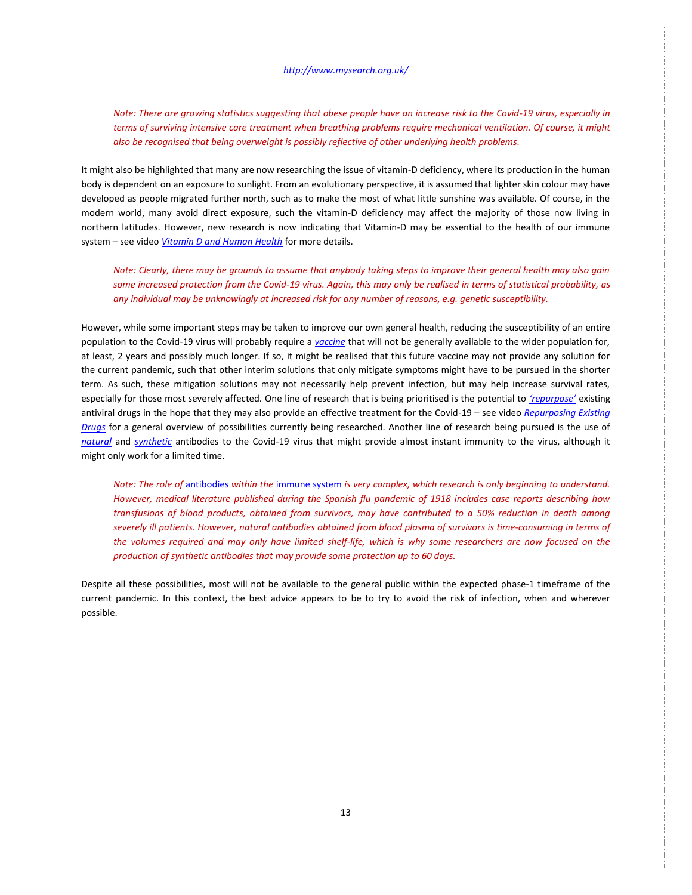*Note: There are growing statistics suggesting that obese people have an increase risk to the Covid-19 virus, especially in terms of surviving intensive care treatment when breathing problems require mechanical ventilation. Of course, it might also be recognised that being overweight is possibly reflective of other underlying health problems.*

It might also be highlighted that many are now researching the issue of vitamin-D deficiency, where its production in the human body is dependent on an exposure to sunlight. From an evolutionary perspective, it is assumed that lighter skin colour may have developed as people migrated further north, such as to make the most of what little sunshine was available. Of course, in the modern world, many avoid direct exposure, such the vitamin-D deficiency may affect the majority of those now living in northern latitudes. However, new research is now indicating that Vitamin-D may be essential to the health of our immune system – see video *Vitamin D and Human Health* for more details.

*Note: Clearly, there may be grounds to assume that anybody taking steps to improve their general health may also gain some increased protection from the Covid-19 virus. Again, this may only be realised in terms of statistical probability, as any individual may be unknowingly at increased risk for any number of reasons, e.g. genetic susceptibility.*

However, while some important steps may be taken to improve our own general health, reducing the susceptibility of an entire population to the Covid-19 virus will probably require a *vaccine* that will not be generally available to the wider population for, at least, 2 years and possibly much longer. If so, it might be realised that this future vaccine may not provide any solution for the current pandemic, such that other interim solutions that only mitigate symptoms might have to be pursued in the shorter term. As such, these mitigation solutions may not necessarily help prevent infection, but may help increase survival rates, especially for those most severely affected. One line of research that is being prioritised is the potential to *'repurpose'* existing antiviral drugs in the hope that they may also provide an effective treatment for the Covid-19 – see video *Repurposing Existing Drugs* for a general overview of possibilities currently being researched. Another line of research being pursued is the use of *natural* and *synthetic* antibodies to the Covid-19 virus that might provide almost instant immunity to the virus, although it might only work for a limited time.

*Note: The role of* antibodies *within the* immune system *is very complex, which research is only beginning to understand. However, medical literature published during the Spanish flu pandemic of 1918 includes case reports describing how transfusions of blood products, obtained from survivors, may have contributed to a 50% reduction in death among severely ill patients. However, natural antibodies obtained from blood plasma of survivors is time-consuming in terms of the volumes required and may only have limited shelf-life, which is why some researchers are now focused on the production of synthetic antibodies that may provide some protection up to 60 days.*

Despite all these possibilities, most will not be available to the general public within the expected phase-1 timeframe of the current pandemic. In this context, the best advice appears to be to try to avoid the risk of infection, when and wherever possible.